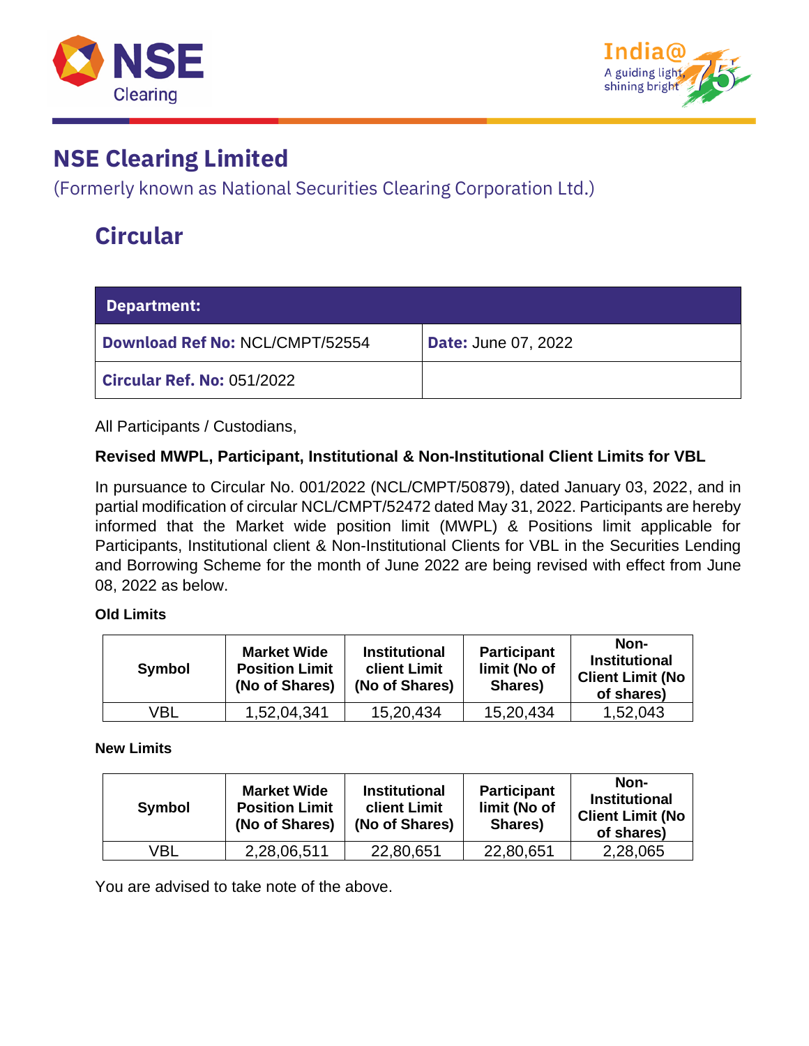# NSE Clearing Limited

(Formerly known as National Securities Clearing Corporation Ltd.)

## Circular

| Department: | |
|---|---|
| **Download Ref No:** NCL/CMPT/52554 | **Date:** June 07, 2022 |
| **Circular Ref. No:** 051/2022 | |

All Participants / Custodians,

**Revised MWPL, Participant, Institutional & Non-Institutional Client Limits for VBL**

In pursuance to Circular No. 001/2022 (NCL/CMPT/50879), dated January 03, 2022, and in partial modification of circular NCL/CMPT/52472 dated May 31, 2022. Participants are hereby informed that the Market wide position limit (MWPL) & Positions limit applicable for Participants, Institutional client & Non-Institutional Clients for VBL in the Securities Lending and Borrowing Scheme for the month of June 2022 are being revised with effect from June 08, 2022 as below.

**Old Limits**

| Symbol | Market Wide Position Limit (No of Shares) | Institutional client Limit (No of Shares) | Participant limit (No of Shares) | Non-Institutional Client Limit (No of shares) |
|---|---|---|---|---|
| VBL | 1,52,04,341 | 15,20,434 | 15,20,434 | 1,52,043 |

**New Limits**

| Symbol | Market Wide Position Limit (No of Shares) | Institutional client Limit (No of Shares) | Participant limit (No of Shares) | Non-Institutional Client Limit (No of shares) |
|---|---|---|---|---|
| VBL | 2,28,06,511 | 22,80,651 | 22,80,651 | 2,28,065 |

You are advised to take note of the above.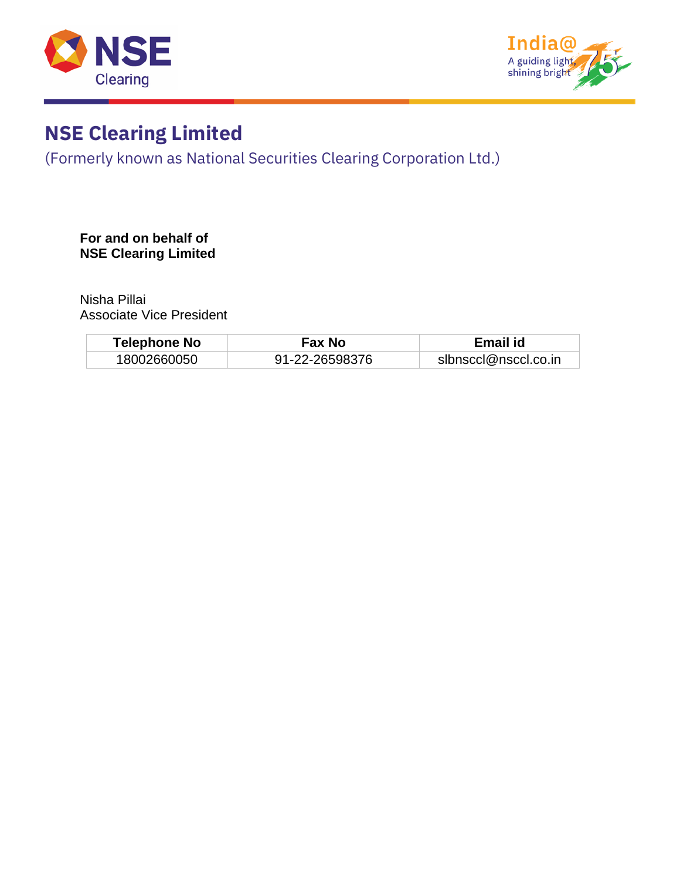# NSE Clearing Limited

(Formerly known as National Securities Clearing Corporation Ltd.)

**For and on behalf of**
**NSE Clearing Limited**

Nisha Pillai
Associate Vice President

| Telephone No | Fax No | Email id |
|---|---|---|
| 18002660050 | 91-22-26598376 | slbnsccl@nsccl.co.in |